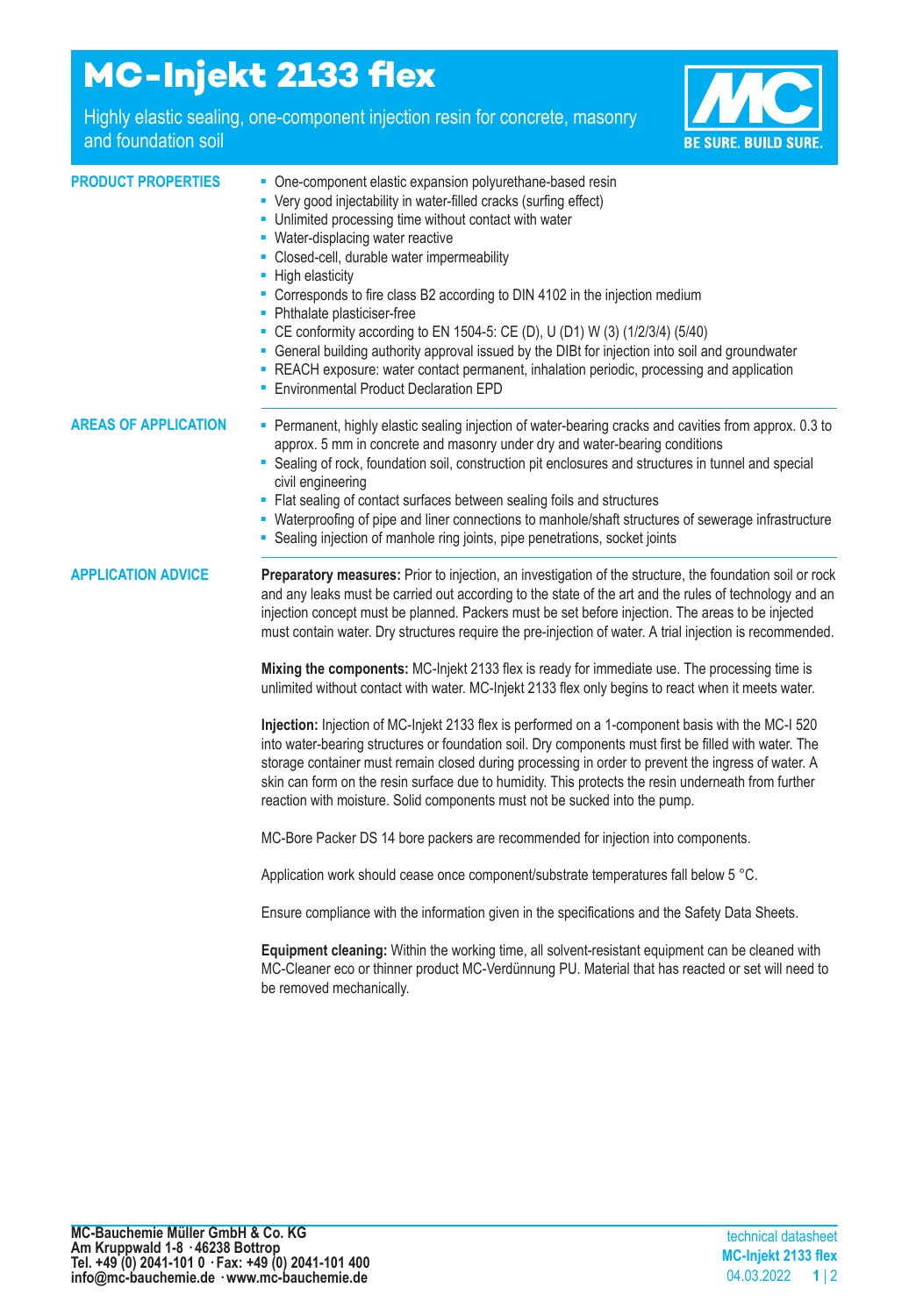# MC-Injekt 2133 flex

Highly elastic sealing, one-component injection resin for concrete, masonry and foundation soil

BE SURE. BUILD SURE.

## PRODUCT PROPERTIES

- One-component elastic expansion polyurethane-based resin
- Very good injectability in water-filled cracks (surfing effect)
- Unlimited processing time without contact with water
- Water-displacing water reactive
- Closed-cell, durable water impermeability
- High elasticity
- Corresponds to fire class B2 according to DIN 4102 in the injection medium
- Phthalate plasticiser-free
- CE conformity according to EN 1504-5: CE (D), U (D1) W (3) (1/2/3/4) (5/40)
- General building authority approval issued by the DIBt for injection into soil and groundwater
- REACH exposure: water contact permanent, inhalation periodic, processing and application
- Environmental Product Declaration EPD

## AREAS OF APPLICATION

- Permanent, highly elastic sealing injection of water-bearing cracks and cavities from approx. 0.3 to approx. 5 mm in concrete and masonry under dry and water-bearing conditions
- Sealing of rock, foundation soil, construction pit enclosures and structures in tunnel and special civil engineering
- Flat sealing of contact surfaces between sealing foils and structures
- Waterproofing of pipe and liner connections to manhole/shaft structures of sewerage infrastructure
- Sealing injection of manhole ring joints, pipe penetrations, socket joints

## APPLICATION ADVICE

**Preparatory measures:** Prior to injection, an investigation of the structure, the foundation soil or rock and any leaks must be carried out according to the state of the art and the rules of technology and an injection concept must be planned. Packers must be set before injection. The areas to be injected must contain water. Dry structures require the pre-injection of water. A trial injection is recommended.

**Mixing the components:** MC-Injekt 2133 flex is ready for immediate use. The processing time is unlimited without contact with water. MC-Injekt 2133 flex only begins to react when it meets water.

**Injection:** Injection of MC-Injekt 2133 flex is performed on a 1-component basis with the MC-I 520 into water-bearing structures or foundation soil. Dry components must first be filled with water. The storage container must remain closed during processing in order to prevent the ingress of water. A skin can form on the resin surface due to humidity. This protects the resin underneath from further reaction with moisture. Solid components must not be sucked into the pump.

MC-Bore Packer DS 14 bore packers are recommended for injection into components.

Application work should cease once component/substrate temperatures fall below 5 °C.

Ensure compliance with the information given in the specifications and the Safety Data Sheets.

**Equipment cleaning:** Within the working time, all solvent-resistant equipment can be cleaned with MC-Cleaner eco or thinner product MC-Verdünnung PU. Material that has reacted or set will need to be removed mechanically.

**MC-Bauchemie Müller GmbH & Co. KG**
**Am Kruppwald 1-8 · 46238 Bottrop**
**Tel. +49 (0) 2041-101 0 · Fax: +49 (0) 2041-101 400**
**info@mc-bauchemie.de · www.mc-bauchemie.de**

technical datasheet
**MC-Injekt 2133 flex**
04.03.2022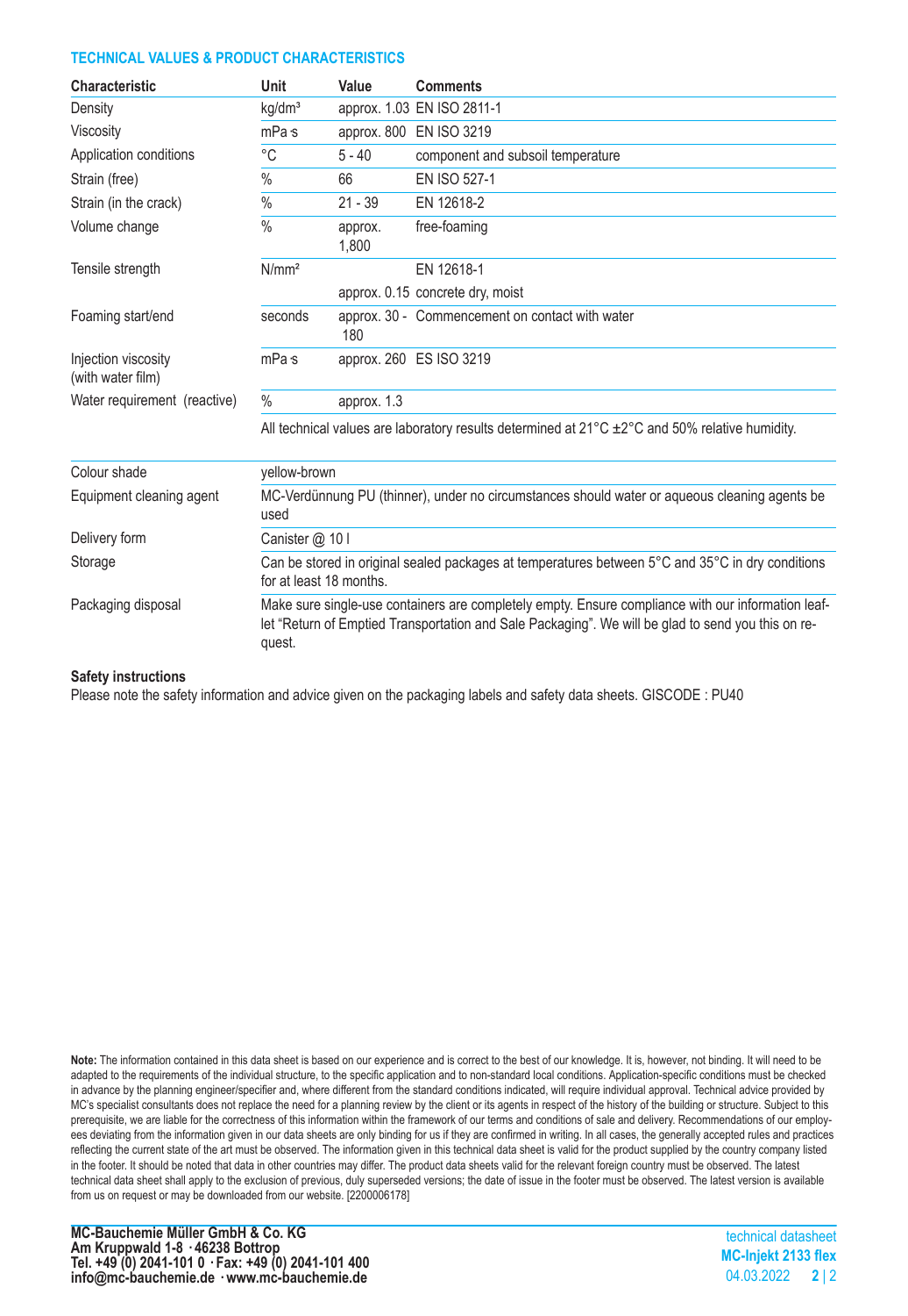### TECHNICAL VALUES & PRODUCT CHARACTERISTICS

| Characteristic | Unit | Value | Comments |
|---|---|---|---|
| Density | kg/dm³ | approx. 1.03 | EN ISO 2811-1 |
| Viscosity | mPa·s | approx. 800 | EN ISO 3219 |
| Application conditions | °C | 5 - 40 | component and subsoil temperature |
| Strain (free) | % | 66 | EN ISO 527-1 |
| Strain (in the crack) | % | 21 - 39 | EN 12618-2 |
| Volume change | % | approx. 1,800 | free-foaming |
| Tensile strength | N/mm² | | EN 12618-1 |
| | | approx. 0.15 | concrete dry, moist |
| Foaming start/end | seconds | approx. 30 - 180 | Commencement on contact with water |
| Injection viscosity (with water film) | mPa·s | approx. 260 | ES ISO 3219 |
| Water requirement (reactive) | % | approx. 1.3 | |
| | All technical values are laboratory results determined at 21°C ±2°C and 50% relative humidity. | | |

| | |
|---|---|
| Colour shade | yellow-brown |
| Equipment cleaning agent | MC-Verdünnung PU (thinner), under no circumstances should water or aqueous cleaning agents be used |
| Delivery form | Canister @ 10 l |
| Storage | Can be stored in original sealed packages at temperatures between 5°C and 35°C in dry conditions for at least 18 months. |
| Packaging disposal | Make sure single-use containers are completely empty. Ensure compliance with our information leaflet "Return of Emptied Transportation and Sale Packaging". We will be glad to send you this on request. |

**Safety instructions**

Please note the safety information and advice given on the packaging labels and safety data sheets. GISCODE : PU40

**Note:** The information contained in this data sheet is based on our experience and is correct to the best of our knowledge. It is, however, not binding. It will need to be adapted to the requirements of the individual structure, to the specific application and to non-standard local conditions. Application-specific conditions must be checked in advance by the planning engineer/specifier and, where different from the standard conditions indicated, will require individual approval. Technical advice provided by MC's specialist consultants does not replace the need for a planning review by the client or its agents in respect of the history of the building or structure. Subject to this prerequisite, we are liable for the correctness of this information within the framework of our terms and conditions of sale and delivery. Recommendations of our employees deviating from the information given in our data sheets are only binding for us if they are confirmed in writing. In all cases, the generally accepted rules and practices reflecting the current state of the art must be observed. The information given in this technical data sheet is valid for the product supplied by the country company listed in the footer. It should be noted that data in other countries may differ. The product data sheets valid for the relevant foreign country must be observed. The latest technical data sheet shall apply to the exclusion of previous, duly superseded versions; the date of issue in the footer must be observed. The latest version is available from us on request or may be downloaded from our website. [2200006178]

**MC-Bauchemie Müller GmbH & Co. KG**
**Am Kruppwald 1-8 · 46238 Bottrop**
**Tel. +49 (0) 2041-101 0 · Fax: +49 (0) 2041-101 400**
**info@mc-bauchemie.de · www.mc-bauchemie.de**

technical datasheet
**MC-Injekt 2133 flex**
04.03.2022